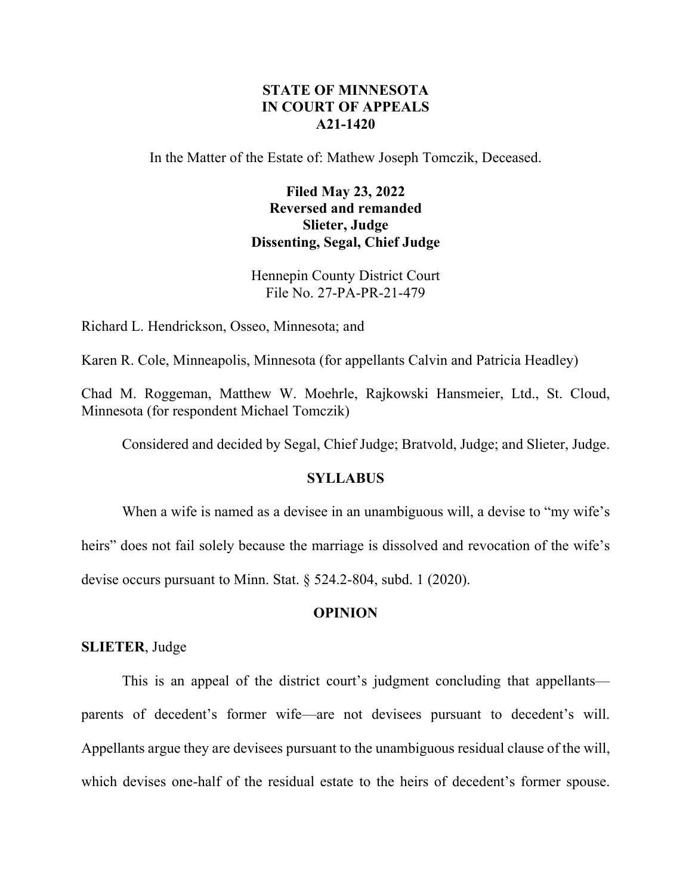**STATE OF MINNESOTA**
**IN COURT OF APPEALS**
**A21-1420**

In the Matter of the Estate of: Mathew Joseph Tomczik, Deceased.

**Filed May 23, 2022**
**Reversed and remanded**
**Slieter, Judge**
**Dissenting, Segal, Chief Judge**

Hennepin County District Court
File No. 27-PA-PR-21-479

Richard L. Hendrickson, Osseo, Minnesota; and

Karen R. Cole, Minneapolis, Minnesota (for appellants Calvin and Patricia Headley)

Chad M. Roggeman, Matthew W. Moehrle, Rajkowski Hansmeier, Ltd., St. Cloud, Minnesota (for respondent Michael Tomczik)

Considered and decided by Segal, Chief Judge; Bratvold, Judge; and Slieter, Judge.

## SYLLABUS

When a wife is named as a devisee in an unambiguous will, a devise to "my wife's heirs" does not fail solely because the marriage is dissolved and revocation of the wife's devise occurs pursuant to Minn. Stat. § 524.2-804, subd. 1 (2020).

## OPINION

**SLIETER**, Judge

This is an appeal of the district court's judgment concluding that appellants—parents of decedent's former wife—are not devisees pursuant to decedent's will. Appellants argue they are devisees pursuant to the unambiguous residual clause of the will, which devises one-half of the residual estate to the heirs of decedent's former spouse.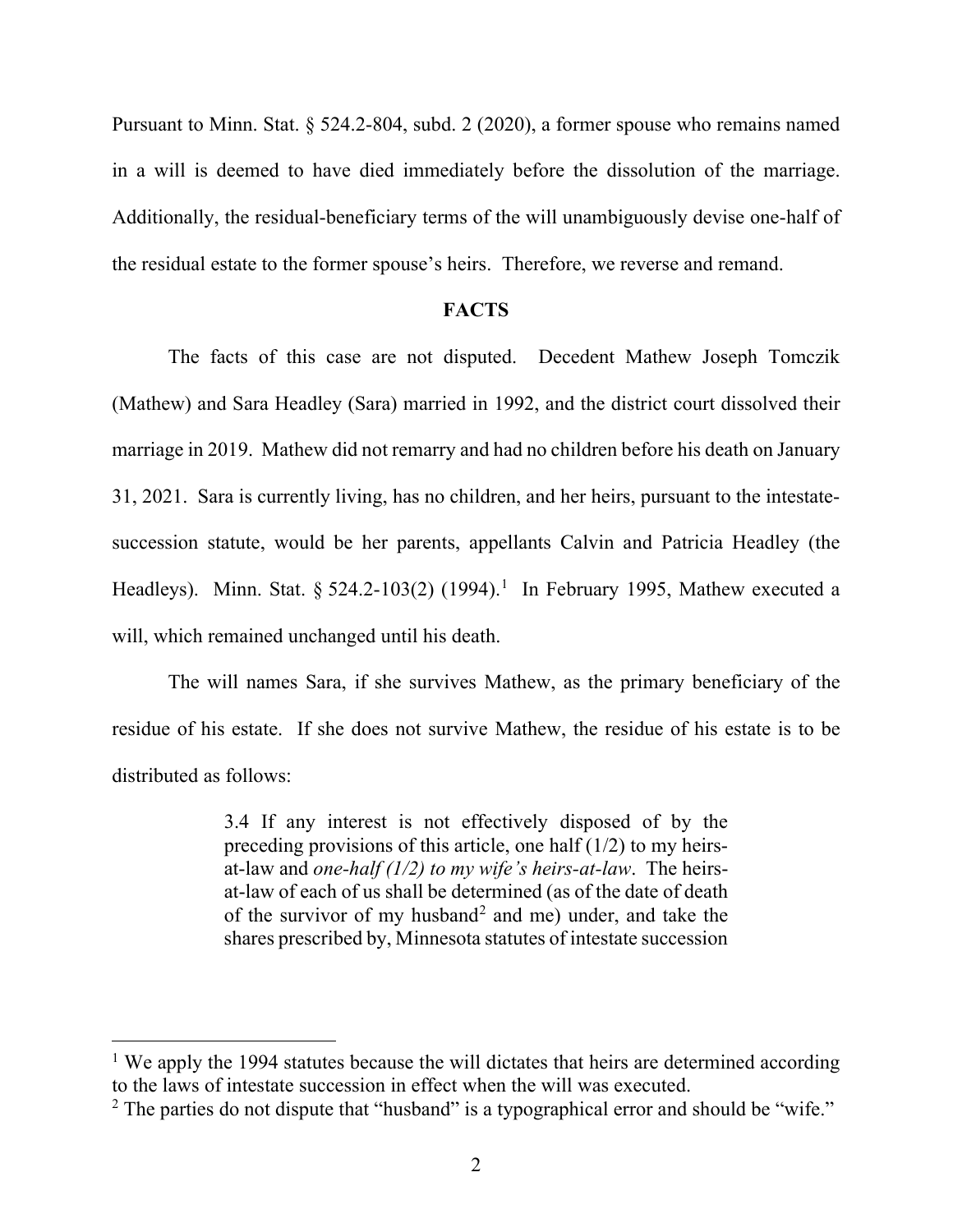Pursuant to Minn. Stat. § 524.2-804, subd. 2 (2020), a former spouse who remains named in a will is deemed to have died immediately before the dissolution of the marriage. Additionally, the residual-beneficiary terms of the will unambiguously devise one-half of the residual estate to the former spouse's heirs. Therefore, we reverse and remand.

**FACTS**

The facts of this case are not disputed. Decedent Mathew Joseph Tomczik (Mathew) and Sara Headley (Sara) married in 1992, and the district court dissolved their marriage in 2019. Mathew did not remarry and had no children before his death on January 31, 2021. Sara is currently living, has no children, and her heirs, pursuant to the intestate-succession statute, would be her parents, appellants Calvin and Patricia Headley (the Headleys). Minn. Stat. § 524.2-103(2) (1994).[1] In February 1995, Mathew executed a will, which remained unchanged until his death.

The will names Sara, if she survives Mathew, as the primary beneficiary of the residue of his estate. If she does not survive Mathew, the residue of his estate is to be distributed as follows:

> 3.4 If any interest is not effectively disposed of by the preceding provisions of this article, one half (1/2) to my heirs-at-law and *one-half (1/2) to my wife's heirs-at-law*. The heirs-at-law of each of us shall be determined (as of the date of death of the survivor of my husband[2] and me) under, and take the shares prescribed by, Minnesota statutes of intestate succession

[1] We apply the 1994 statutes because the will dictates that heirs are determined according to the laws of intestate succession in effect when the will was executed.

[2] The parties do not dispute that "husband" is a typographical error and should be "wife."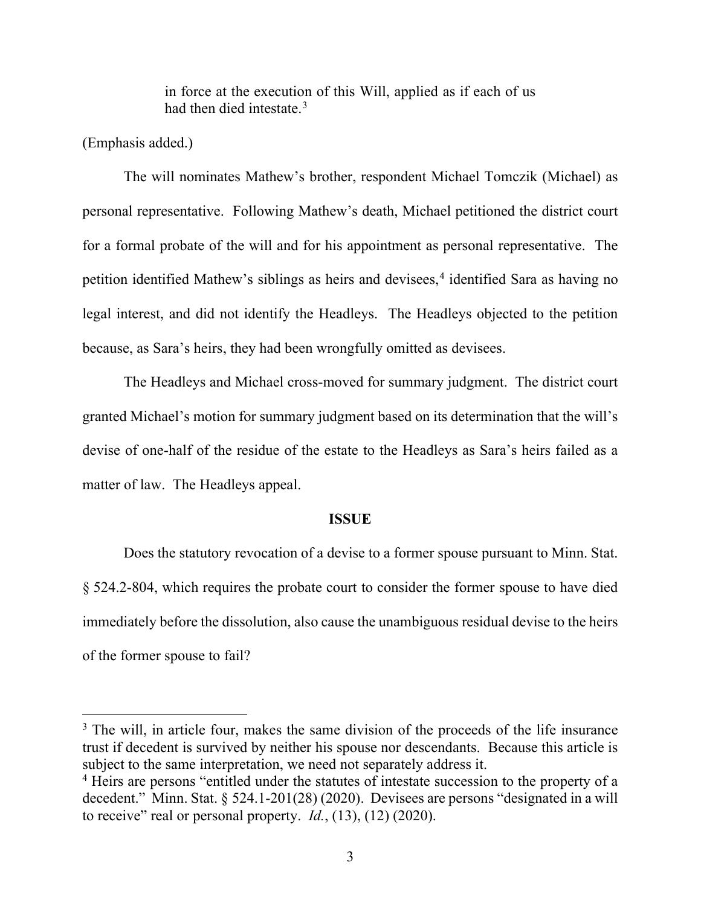> in force at the execution of this Will, applied as if each of us had then died intestate.[3]

(Emphasis added.)

The will nominates Mathew's brother, respondent Michael Tomczik (Michael) as personal representative. Following Mathew's death, Michael petitioned the district court for a formal probate of the will and for his appointment as personal representative. The petition identified Mathew's siblings as heirs and devisees,[4] identified Sara as having no legal interest, and did not identify the Headleys. The Headleys objected to the petition because, as Sara's heirs, they had been wrongfully omitted as devisees.

The Headleys and Michael cross-moved for summary judgment. The district court granted Michael's motion for summary judgment based on its determination that the will's devise of one-half of the residue of the estate to the Headleys as Sara's heirs failed as a matter of law. The Headleys appeal.

**ISSUE**

Does the statutory revocation of a devise to a former spouse pursuant to Minn. Stat. § 524.2-804, which requires the probate court to consider the former spouse to have died immediately before the dissolution, also cause the unambiguous residual devise to the heirs of the former spouse to fail?

---

[3] The will, in article four, makes the same division of the proceeds of the life insurance trust if decedent is survived by neither his spouse nor descendants. Because this article is subject to the same interpretation, we need not separately address it.

[4] Heirs are persons "entitled under the statutes of intestate succession to the property of a decedent." Minn. Stat. § 524.1-201(28) (2020). Devisees are persons "designated in a will to receive" real or personal property. *Id.*, (13), (12) (2020).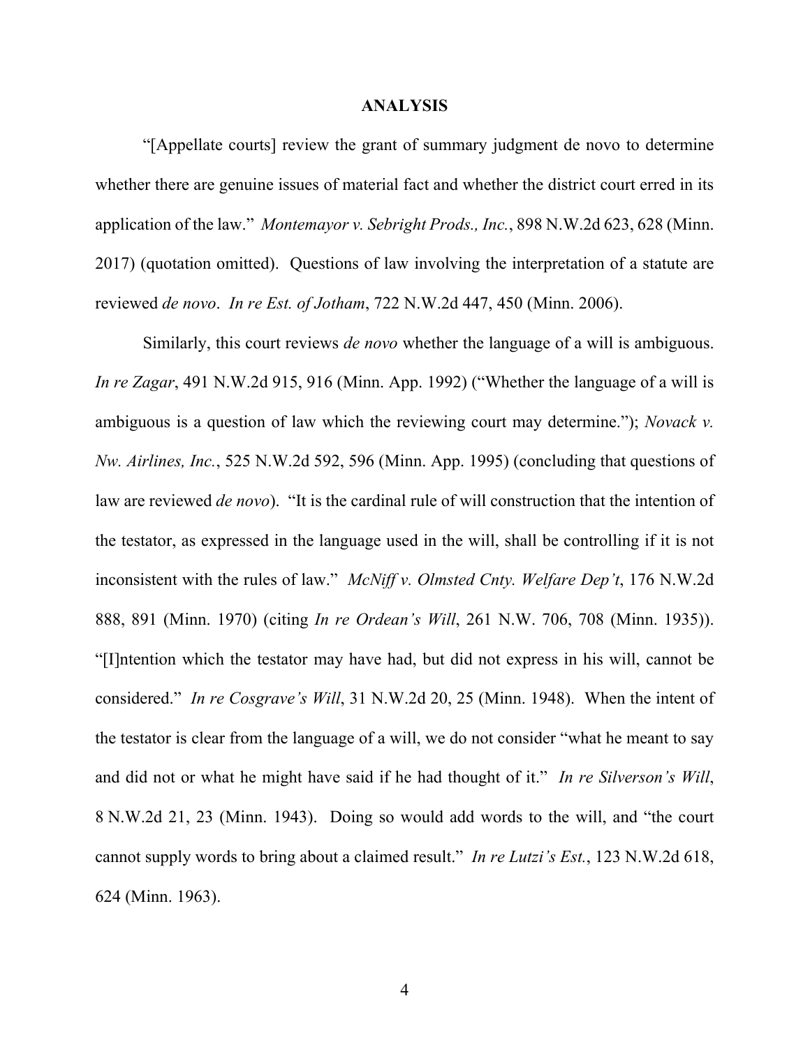## ANALYSIS

"[Appellate courts] review the grant of summary judgment de novo to determine whether there are genuine issues of material fact and whether the district court erred in its application of the law." *Montemayor v. Sebright Prods., Inc.*, 898 N.W.2d 623, 628 (Minn. 2017) (quotation omitted). Questions of law involving the interpretation of a statute are reviewed *de novo*. *In re Est. of Jotham*, 722 N.W.2d 447, 450 (Minn. 2006).

Similarly, this court reviews *de novo* whether the language of a will is ambiguous. *In re Zagar*, 491 N.W.2d 915, 916 (Minn. App. 1992) ("Whether the language of a will is ambiguous is a question of law which the reviewing court may determine."); *Novack v. Nw. Airlines, Inc.*, 525 N.W.2d 592, 596 (Minn. App. 1995) (concluding that questions of law are reviewed *de novo*). "It is the cardinal rule of will construction that the intention of the testator, as expressed in the language used in the will, shall be controlling if it is not inconsistent with the rules of law." *McNiff v. Olmsted Cnty. Welfare Dep't*, 176 N.W.2d 888, 891 (Minn. 1970) (citing *In re Ordean's Will*, 261 N.W. 706, 708 (Minn. 1935)). "[I]ntention which the testator may have had, but did not express in his will, cannot be considered." *In re Cosgrave's Will*, 31 N.W.2d 20, 25 (Minn. 1948). When the intent of the testator is clear from the language of a will, we do not consider "what he meant to say and did not or what he might have said if he had thought of it." *In re Silverson's Will*, 8 N.W.2d 21, 23 (Minn. 1943). Doing so would add words to the will, and "the court cannot supply words to bring about a claimed result." *In re Lutzi's Est.*, 123 N.W.2d 618, 624 (Minn. 1963).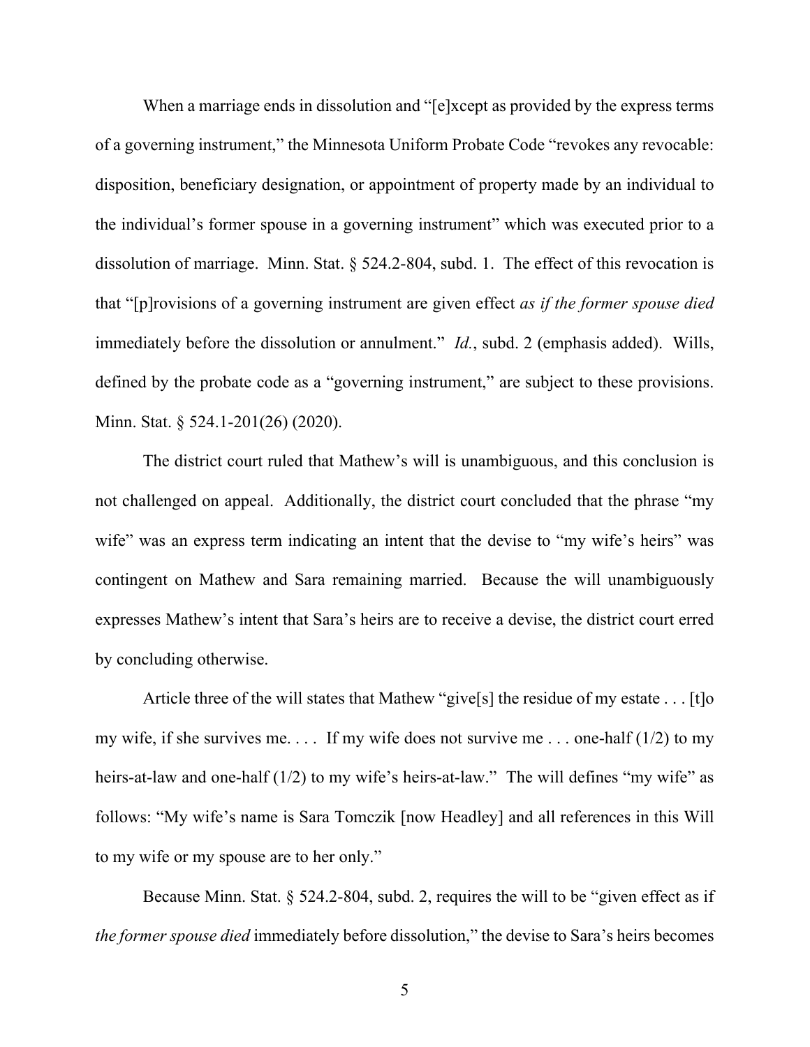When a marriage ends in dissolution and "[e]xcept as provided by the express terms of a governing instrument," the Minnesota Uniform Probate Code "revokes any revocable: disposition, beneficiary designation, or appointment of property made by an individual to the individual's former spouse in a governing instrument" which was executed prior to a dissolution of marriage. Minn. Stat. § 524.2-804, subd. 1. The effect of this revocation is that "[p]rovisions of a governing instrument are given effect *as if the former spouse died* immediately before the dissolution or annulment." *Id.*, subd. 2 (emphasis added). Wills, defined by the probate code as a "governing instrument," are subject to these provisions. Minn. Stat. § 524.1-201(26) (2020).

The district court ruled that Mathew's will is unambiguous, and this conclusion is not challenged on appeal. Additionally, the district court concluded that the phrase "my wife" was an express term indicating an intent that the devise to "my wife's heirs" was contingent on Mathew and Sara remaining married. Because the will unambiguously expresses Mathew's intent that Sara's heirs are to receive a devise, the district court erred by concluding otherwise.

Article three of the will states that Mathew "give[s] the residue of my estate . . . [t]o my wife, if she survives me. . . . If my wife does not survive me . . . one-half (1/2) to my heirs-at-law and one-half (1/2) to my wife's heirs-at-law." The will defines "my wife" as follows: "My wife's name is Sara Tomczik [now Headley] and all references in this Will to my wife or my spouse are to her only."

Because Minn. Stat. § 524.2-804, subd. 2, requires the will to be "given effect as if *the former spouse died* immediately before dissolution," the devise to Sara's heirs becomes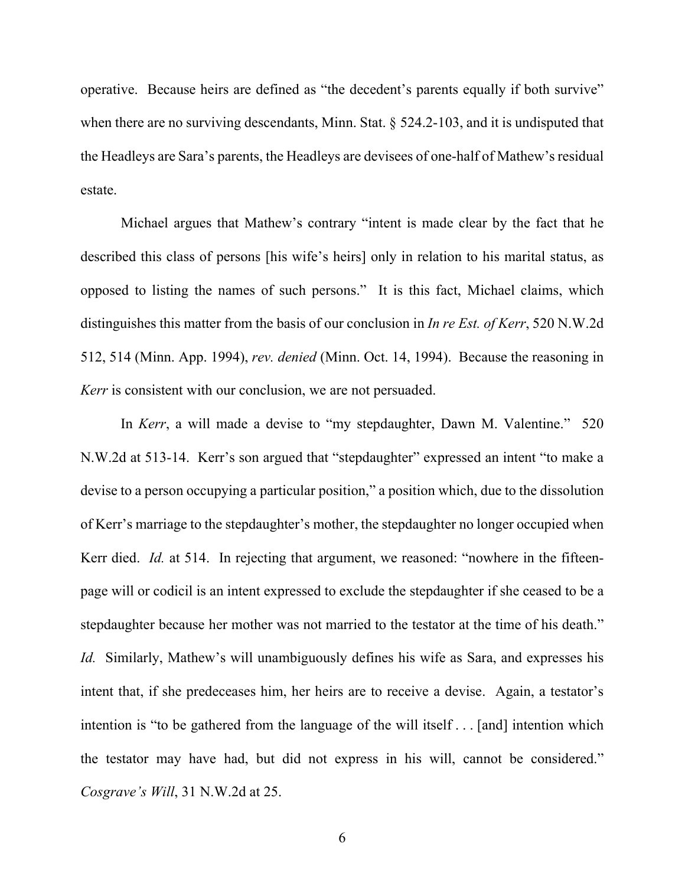operative. Because heirs are defined as "the decedent's parents equally if both survive" when there are no surviving descendants, Minn. Stat. § 524.2-103, and it is undisputed that the Headleys are Sara's parents, the Headleys are devisees of one-half of Mathew's residual estate.

Michael argues that Mathew's contrary "intent is made clear by the fact that he described this class of persons [his wife's heirs] only in relation to his marital status, as opposed to listing the names of such persons." It is this fact, Michael claims, which distinguishes this matter from the basis of our conclusion in *In re Est. of Kerr*, 520 N.W.2d 512, 514 (Minn. App. 1994), *rev. denied* (Minn. Oct. 14, 1994). Because the reasoning in *Kerr* is consistent with our conclusion, we are not persuaded.

In *Kerr*, a will made a devise to "my stepdaughter, Dawn M. Valentine." 520 N.W.2d at 513-14. Kerr's son argued that "stepdaughter" expressed an intent "to make a devise to a person occupying a particular position," a position which, due to the dissolution of Kerr's marriage to the stepdaughter's mother, the stepdaughter no longer occupied when Kerr died. *Id.* at 514. In rejecting that argument, we reasoned: "nowhere in the fifteen-page will or codicil is an intent expressed to exclude the stepdaughter if she ceased to be a stepdaughter because her mother was not married to the testator at the time of his death." *Id.* Similarly, Mathew's will unambiguously defines his wife as Sara, and expresses his intent that, if she predeceases him, her heirs are to receive a devise. Again, a testator's intention is "to be gathered from the language of the will itself . . . [and] intention which the testator may have had, but did not express in his will, cannot be considered." *Cosgrave's Will*, 31 N.W.2d at 25.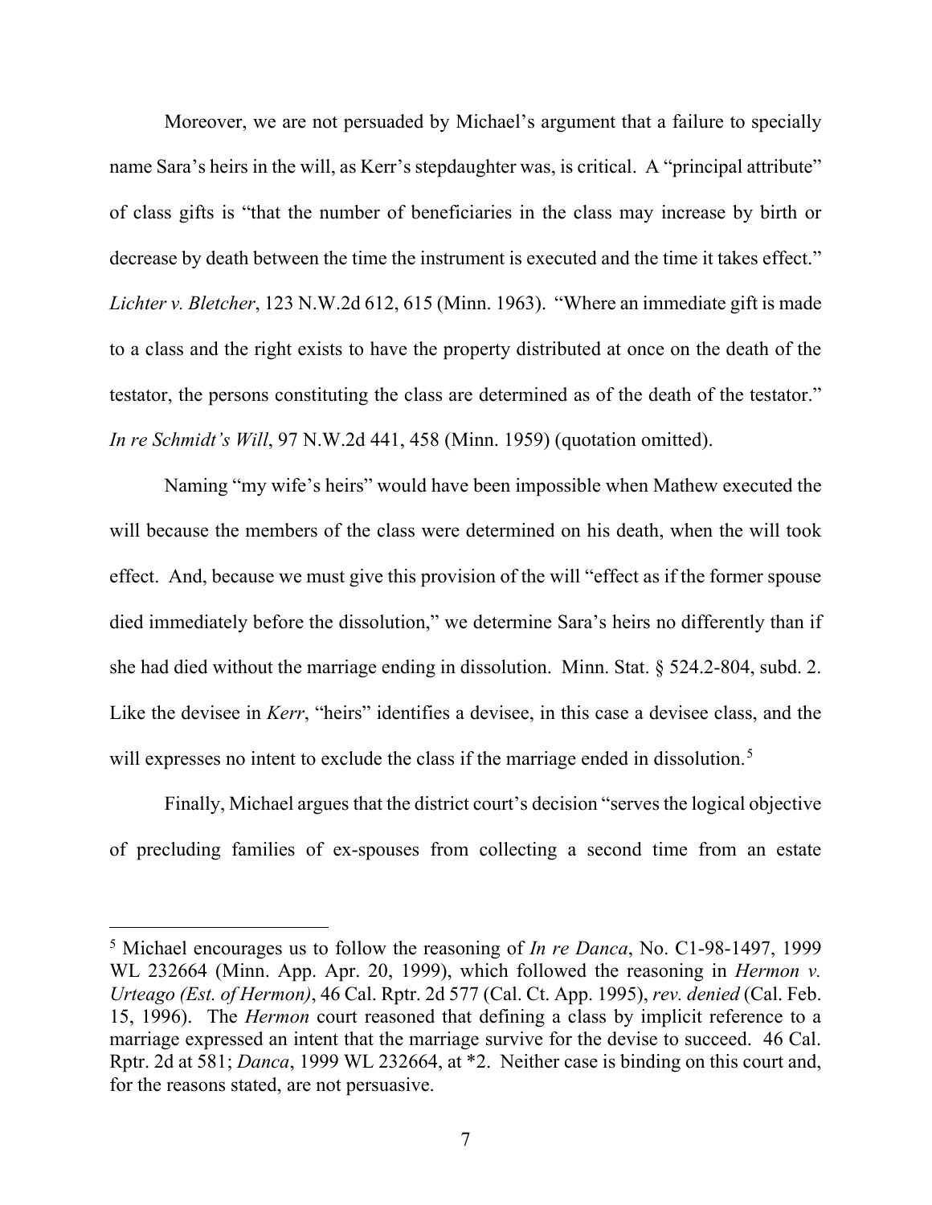Moreover, we are not persuaded by Michael's argument that a failure to specially name Sara's heirs in the will, as Kerr's stepdaughter was, is critical. A "principal attribute" of class gifts is "that the number of beneficiaries in the class may increase by birth or decrease by death between the time the instrument is executed and the time it takes effect." *Lichter v. Bletcher*, 123 N.W.2d 612, 615 (Minn. 1963). "Where an immediate gift is made to a class and the right exists to have the property distributed at once on the death of the testator, the persons constituting the class are determined as of the death of the testator." *In re Schmidt's Will*, 97 N.W.2d 441, 458 (Minn. 1959) (quotation omitted).

Naming "my wife's heirs" would have been impossible when Mathew executed the will because the members of the class were determined on his death, when the will took effect. And, because we must give this provision of the will "effect as if the former spouse died immediately before the dissolution," we determine Sara's heirs no differently than if she had died without the marriage ending in dissolution. Minn. Stat. § 524.2-804, subd. 2. Like the devisee in *Kerr*, "heirs" identifies a devisee, in this case a devisee class, and the will expresses no intent to exclude the class if the marriage ended in dissolution.[5]

Finally, Michael argues that the district court's decision "serves the logical objective of precluding families of ex-spouses from collecting a second time from an estate

---

[5] Michael encourages us to follow the reasoning of *In re Danca*, No. C1-98-1497, 1999 WL 232664 (Minn. App. Apr. 20, 1999), which followed the reasoning in *Hermon v. Urteago (Est. of Hermon)*, 46 Cal. Rptr. 2d 577 (Cal. Ct. App. 1995), *rev. denied* (Cal. Feb. 15, 1996). The *Hermon* court reasoned that defining a class by implicit reference to a marriage expressed an intent that the marriage survive for the devise to succeed. 46 Cal. Rptr. 2d at 581; *Danca*, 1999 WL 232664, at *2. Neither case is binding on this court and, for the reasons stated, are not persuasive.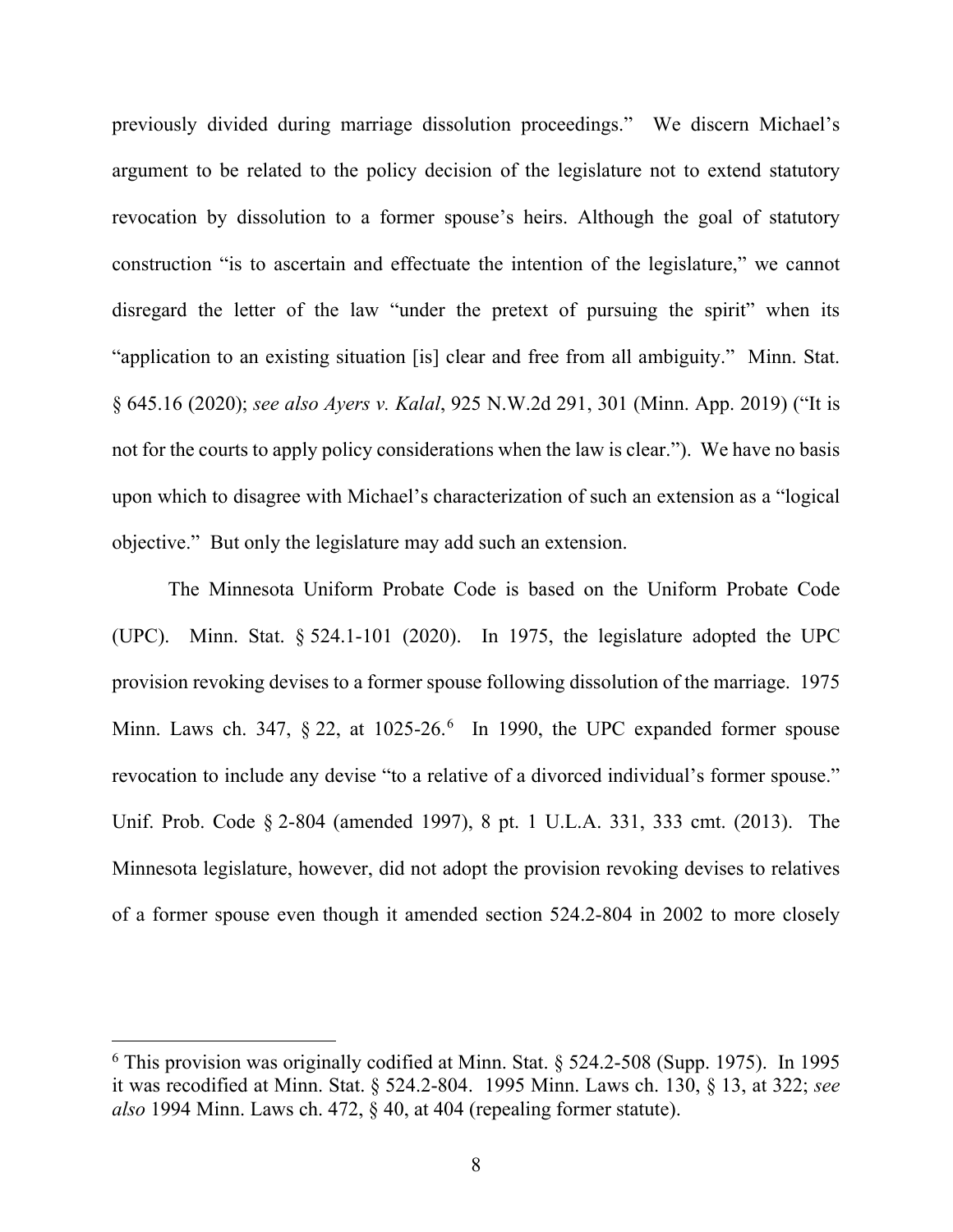previously divided during marriage dissolution proceedings." We discern Michael's argument to be related to the policy decision of the legislature not to extend statutory revocation by dissolution to a former spouse's heirs. Although the goal of statutory construction "is to ascertain and effectuate the intention of the legislature," we cannot disregard the letter of the law "under the pretext of pursuing the spirit" when its "application to an existing situation [is] clear and free from all ambiguity." Minn. Stat. § 645.16 (2020); *see also Ayers v. Kalal*, 925 N.W.2d 291, 301 (Minn. App. 2019) ("It is not for the courts to apply policy considerations when the law is clear."). We have no basis upon which to disagree with Michael's characterization of such an extension as a "logical objective." But only the legislature may add such an extension.

The Minnesota Uniform Probate Code is based on the Uniform Probate Code (UPC). Minn. Stat. § 524.1-101 (2020). In 1975, the legislature adopted the UPC provision revoking devises to a former spouse following dissolution of the marriage. 1975 Minn. Laws ch. 347, § 22, at 1025-26.[6] In 1990, the UPC expanded former spouse revocation to include any devise "to a relative of a divorced individual's former spouse." Unif. Prob. Code § 2-804 (amended 1997), 8 pt. 1 U.L.A. 331, 333 cmt. (2013). The Minnesota legislature, however, did not adopt the provision revoking devises to relatives of a former spouse even though it amended section 524.2-804 in 2002 to more closely

[6] This provision was originally codified at Minn. Stat. § 524.2-508 (Supp. 1975). In 1995 it was recodified at Minn. Stat. § 524.2-804. 1995 Minn. Laws ch. 130, § 13, at 322; *see also* 1994 Minn. Laws ch. 472, § 40, at 404 (repealing former statute).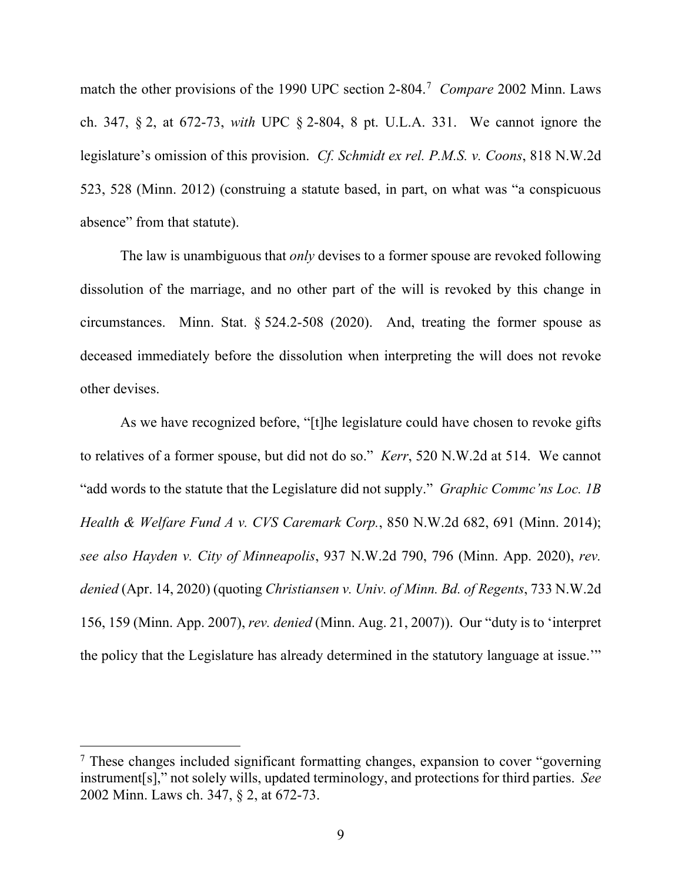match the other provisions of the 1990 UPC section 2-804.[7] *Compare* 2002 Minn. Laws ch. 347, § 2, at 672-73, *with* UPC § 2-804, 8 pt. U.L.A. 331. We cannot ignore the legislature's omission of this provision. *Cf. Schmidt ex rel. P.M.S. v. Coons*, 818 N.W.2d 523, 528 (Minn. 2012) (construing a statute based, in part, on what was "a conspicuous absence" from that statute).

The law is unambiguous that *only* devises to a former spouse are revoked following dissolution of the marriage, and no other part of the will is revoked by this change in circumstances. Minn. Stat. § 524.2-508 (2020). And, treating the former spouse as deceased immediately before the dissolution when interpreting the will does not revoke other devises.

As we have recognized before, "[t]he legislature could have chosen to revoke gifts to relatives of a former spouse, but did not do so." *Kerr*, 520 N.W.2d at 514. We cannot "add words to the statute that the Legislature did not supply." *Graphic Commc'ns Loc. 1B Health & Welfare Fund A v. CVS Caremark Corp.*, 850 N.W.2d 682, 691 (Minn. 2014); *see also Hayden v. City of Minneapolis*, 937 N.W.2d 790, 796 (Minn. App. 2020), *rev. denied* (Apr. 14, 2020) (quoting *Christiansen v. Univ. of Minn. Bd. of Regents*, 733 N.W.2d 156, 159 (Minn. App. 2007), *rev. denied* (Minn. Aug. 21, 2007)). Our "duty is to 'interpret the policy that the Legislature has already determined in the statutory language at issue.'"

---

[7] These changes included significant formatting changes, expansion to cover "governing instrument[s]," not solely wills, updated terminology, and protections for third parties. *See* 2002 Minn. Laws ch. 347, § 2, at 672-73.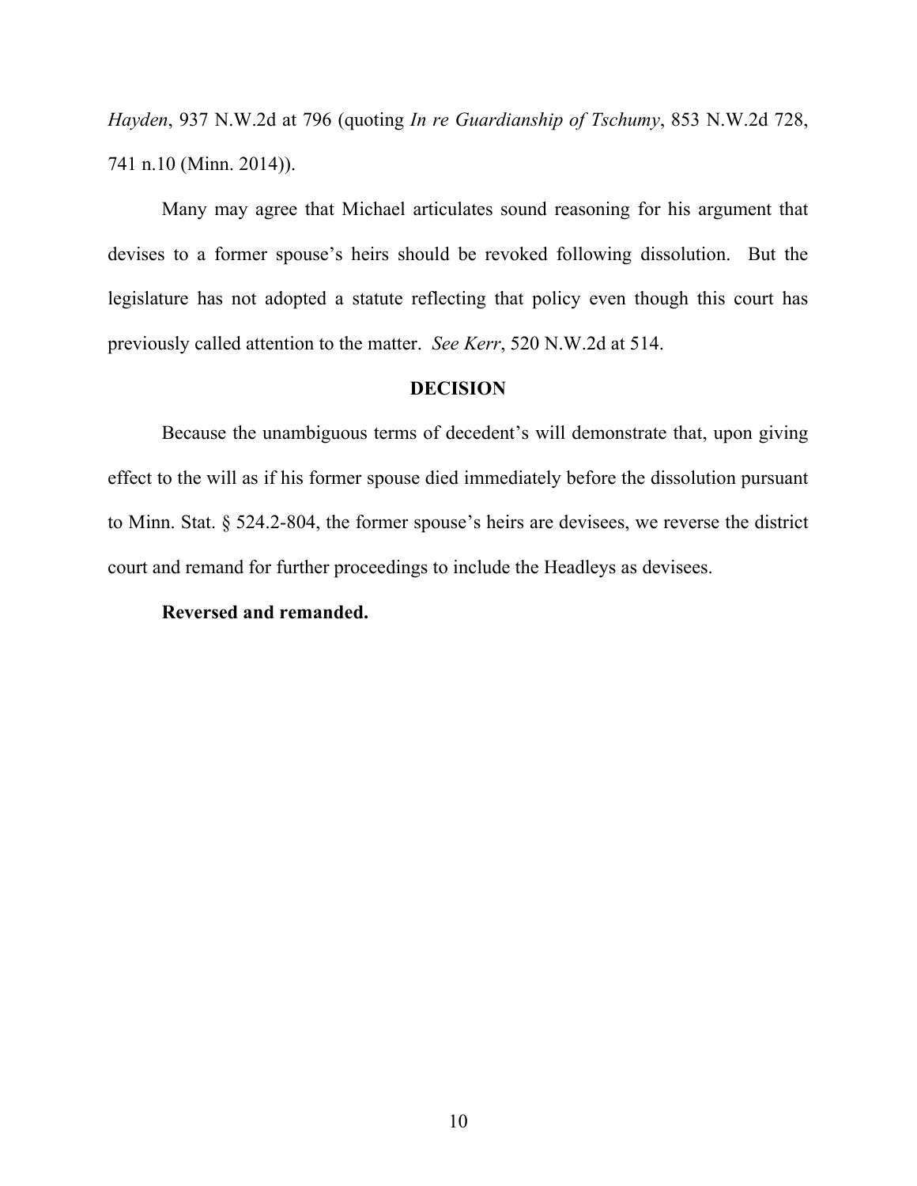*Hayden*, 937 N.W.2d at 796 (quoting *In re Guardianship of Tschumy*, 853 N.W.2d 728, 741 n.10 (Minn. 2014)).

Many may agree that Michael articulates sound reasoning for his argument that devises to a former spouse's heirs should be revoked following dissolution. But the legislature has not adopted a statute reflecting that policy even though this court has previously called attention to the matter. *See Kerr*, 520 N.W.2d at 514.

**DECISION**

Because the unambiguous terms of decedent's will demonstrate that, upon giving effect to the will as if his former spouse died immediately before the dissolution pursuant to Minn. Stat. § 524.2-804, the former spouse's heirs are devisees, we reverse the district court and remand for further proceedings to include the Headleys as devisees.

**Reversed and remanded.**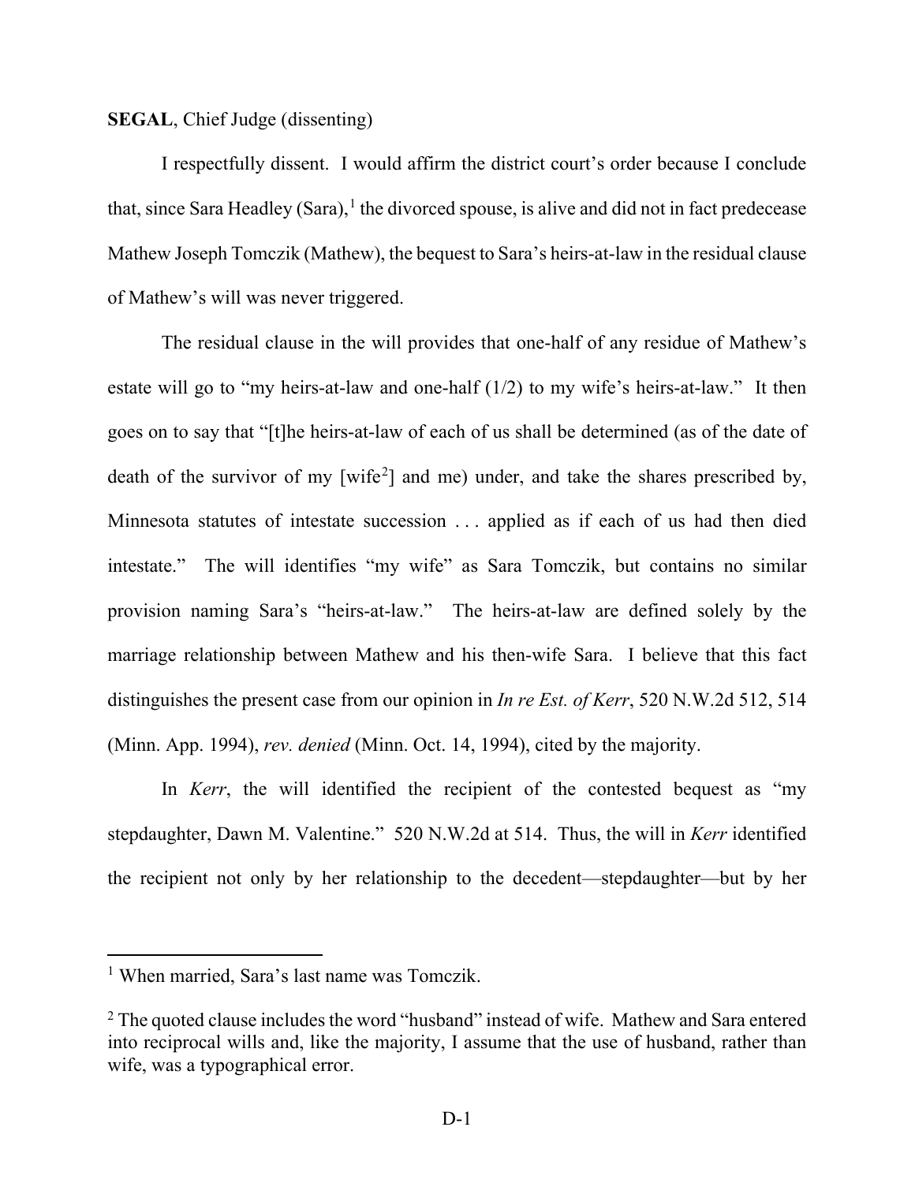**SEGAL**, Chief Judge (dissenting)

I respectfully dissent. I would affirm the district court's order because I conclude that, since Sara Headley (Sara),[1] the divorced spouse, is alive and did not in fact predecease Mathew Joseph Tomczik (Mathew), the bequest to Sara's heirs-at-law in the residual clause of Mathew's will was never triggered.

The residual clause in the will provides that one-half of any residue of Mathew's estate will go to "my heirs-at-law and one-half (1/2) to my wife's heirs-at-law." It then goes on to say that "[t]he heirs-at-law of each of us shall be determined (as of the date of death of the survivor of my [wife[2]] and me) under, and take the shares prescribed by, Minnesota statutes of intestate succession . . . applied as if each of us had then died intestate." The will identifies "my wife" as Sara Tomczik, but contains no similar provision naming Sara's "heirs-at-law." The heirs-at-law are defined solely by the marriage relationship between Mathew and his then-wife Sara. I believe that this fact distinguishes the present case from our opinion in *In re Est. of Kerr*, 520 N.W.2d 512, 514 (Minn. App. 1994), *rev. denied* (Minn. Oct. 14, 1994), cited by the majority.

In *Kerr*, the will identified the recipient of the contested bequest as "my stepdaughter, Dawn M. Valentine." 520 N.W.2d at 514. Thus, the will in *Kerr* identified the recipient not only by her relationship to the decedent—stepdaughter—but by her

---

[1] When married, Sara's last name was Tomczik.

[2] The quoted clause includes the word "husband" instead of wife. Mathew and Sara entered into reciprocal wills and, like the majority, I assume that the use of husband, rather than wife, was a typographical error.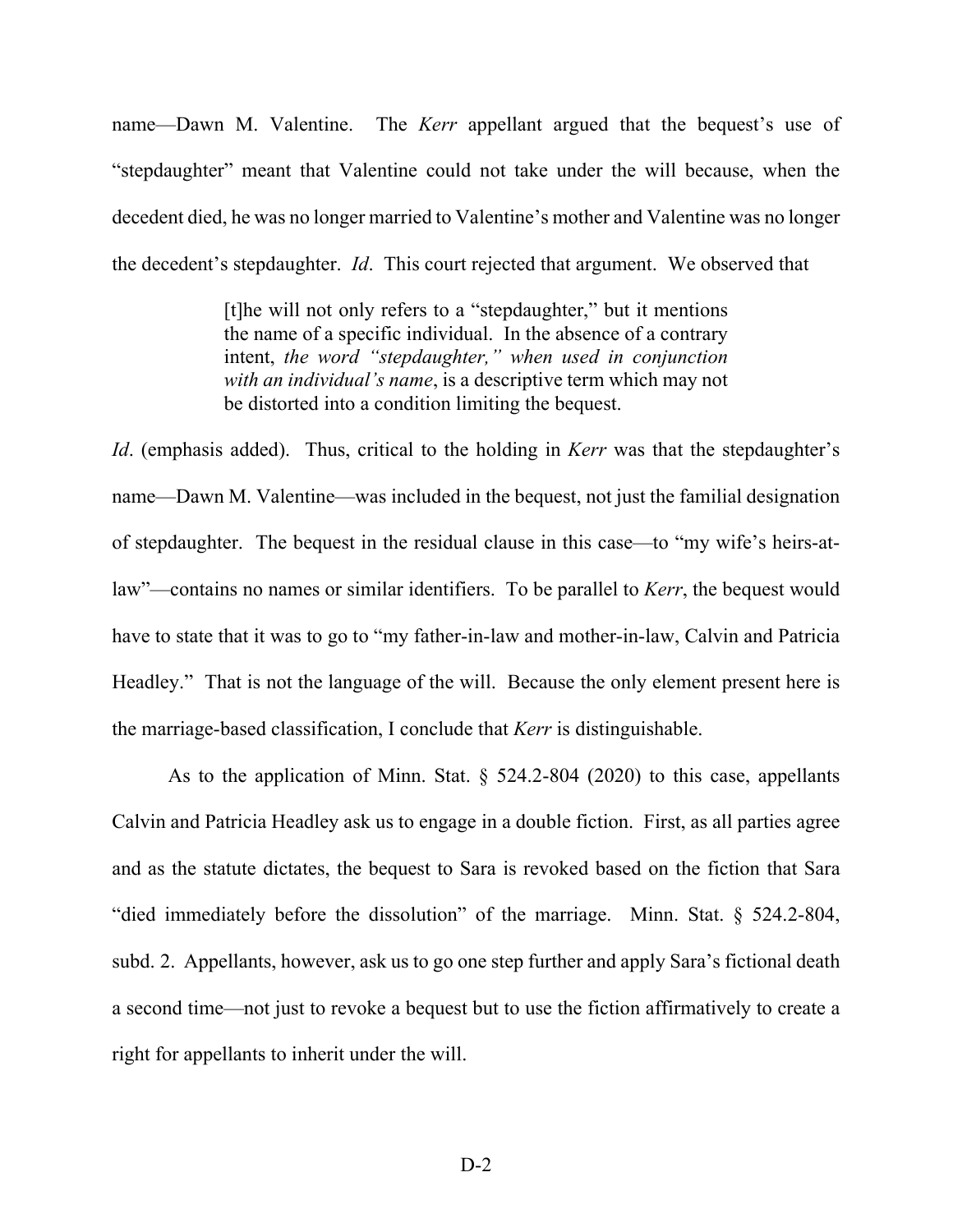name—Dawn M. Valentine. The *Kerr* appellant argued that the bequest's use of "stepdaughter" meant that Valentine could not take under the will because, when the decedent died, he was no longer married to Valentine's mother and Valentine was no longer the decedent's stepdaughter. *Id*. This court rejected that argument. We observed that

> [t]he will not only refers to a "stepdaughter," but it mentions the name of a specific individual. In the absence of a contrary intent, *the word "stepdaughter," when used in conjunction with an individual's name*, is a descriptive term which may not be distorted into a condition limiting the bequest.

*Id*. (emphasis added). Thus, critical to the holding in *Kerr* was that the stepdaughter's name—Dawn M. Valentine—was included in the bequest, not just the familial designation of stepdaughter. The bequest in the residual clause in this case—to "my wife's heirs-at-law"—contains no names or similar identifiers. To be parallel to *Kerr*, the bequest would have to state that it was to go to "my father-in-law and mother-in-law, Calvin and Patricia Headley." That is not the language of the will. Because the only element present here is the marriage-based classification, I conclude that *Kerr* is distinguishable.

As to the application of Minn. Stat. § 524.2-804 (2020) to this case, appellants Calvin and Patricia Headley ask us to engage in a double fiction. First, as all parties agree and as the statute dictates, the bequest to Sara is revoked based on the fiction that Sara "died immediately before the dissolution" of the marriage. Minn. Stat. § 524.2-804, subd. 2. Appellants, however, ask us to go one step further and apply Sara's fictional death a second time—not just to revoke a bequest but to use the fiction affirmatively to create a right for appellants to inherit under the will.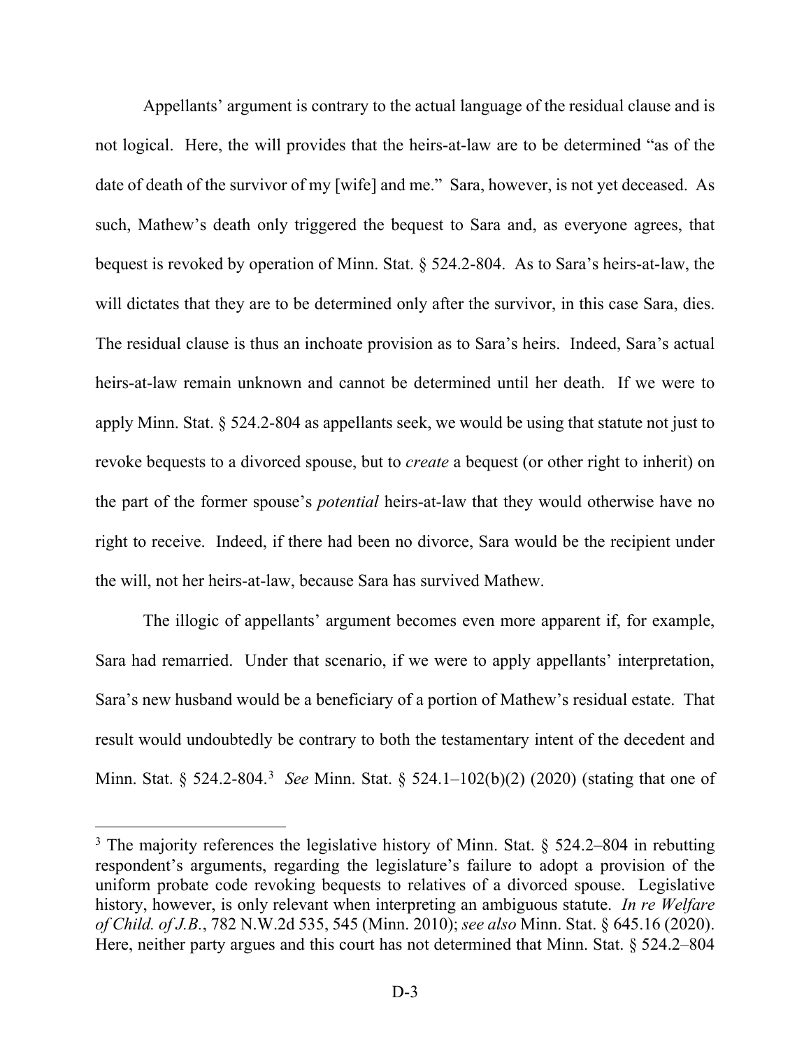Appellants' argument is contrary to the actual language of the residual clause and is not logical. Here, the will provides that the heirs-at-law are to be determined "as of the date of death of the survivor of my [wife] and me." Sara, however, is not yet deceased. As such, Mathew's death only triggered the bequest to Sara and, as everyone agrees, that bequest is revoked by operation of Minn. Stat. § 524.2-804. As to Sara's heirs-at-law, the will dictates that they are to be determined only after the survivor, in this case Sara, dies. The residual clause is thus an inchoate provision as to Sara's heirs. Indeed, Sara's actual heirs-at-law remain unknown and cannot be determined until her death. If we were to apply Minn. Stat. § 524.2-804 as appellants seek, we would be using that statute not just to revoke bequests to a divorced spouse, but to *create* a bequest (or other right to inherit) on the part of the former spouse's *potential* heirs-at-law that they would otherwise have no right to receive. Indeed, if there had been no divorce, Sara would be the recipient under the will, not her heirs-at-law, because Sara has survived Mathew.

The illogic of appellants' argument becomes even more apparent if, for example, Sara had remarried. Under that scenario, if we were to apply appellants' interpretation, Sara's new husband would be a beneficiary of a portion of Mathew's residual estate. That result would undoubtedly be contrary to both the testamentary intent of the decedent and Minn. Stat. § 524.2-804.[3] *See* Minn. Stat. § 524.1–102(b)(2) (2020) (stating that one of

[3] The majority references the legislative history of Minn. Stat. § 524.2–804 in rebutting respondent's arguments, regarding the legislature's failure to adopt a provision of the uniform probate code revoking bequests to relatives of a divorced spouse. Legislative history, however, is only relevant when interpreting an ambiguous statute. *In re Welfare of Child. of J.B.*, 782 N.W.2d 535, 545 (Minn. 2010); *see also* Minn. Stat. § 645.16 (2020). Here, neither party argues and this court has not determined that Minn. Stat. § 524.2–804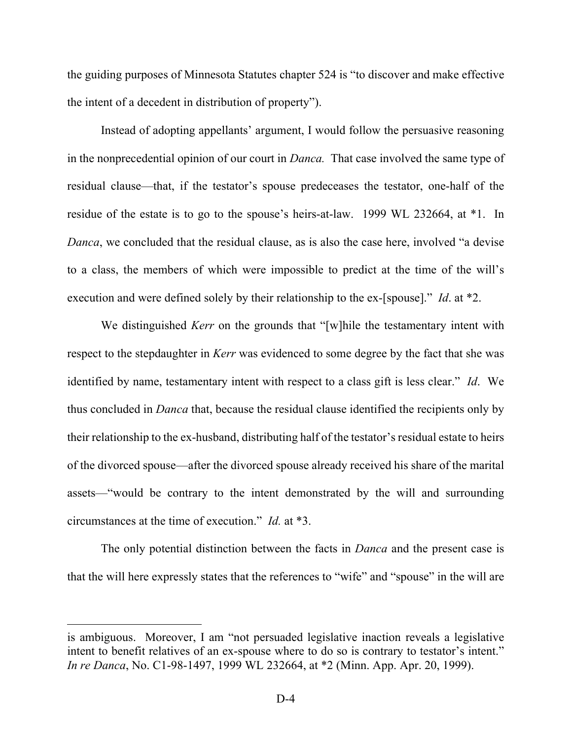the guiding purposes of Minnesota Statutes chapter 524 is "to discover and make effective the intent of a decedent in distribution of property").

Instead of adopting appellants' argument, I would follow the persuasive reasoning in the nonprecedential opinion of our court in *Danca.* That case involved the same type of residual clause—that, if the testator's spouse predeceases the testator, one-half of the residue of the estate is to go to the spouse's heirs-at-law. 1999 WL 232664, at *1. In *Danca*, we concluded that the residual clause, as is also the case here, involved "a devise to a class, the members of which were impossible to predict at the time of the will's execution and were defined solely by their relationship to the ex-[spouse]." *Id*. at *2.

We distinguished *Kerr* on the grounds that "[w]hile the testamentary intent with respect to the stepdaughter in *Kerr* was evidenced to some degree by the fact that she was identified by name, testamentary intent with respect to a class gift is less clear." *Id*. We thus concluded in *Danca* that, because the residual clause identified the recipients only by their relationship to the ex-husband, distributing half of the testator's residual estate to heirs of the divorced spouse—after the divorced spouse already received his share of the marital assets—"would be contrary to the intent demonstrated by the will and surrounding circumstances at the time of execution." *Id.* at *3.

The only potential distinction between the facts in *Danca* and the present case is that the will here expressly states that the references to "wife" and "spouse" in the will are

---

is ambiguous. Moreover, I am "not persuaded legislative inaction reveals a legislative intent to benefit relatives of an ex-spouse where to do so is contrary to testator's intent." *In re Danca*, No. C1-98-1497, 1999 WL 232664, at *2 (Minn. App. Apr. 20, 1999).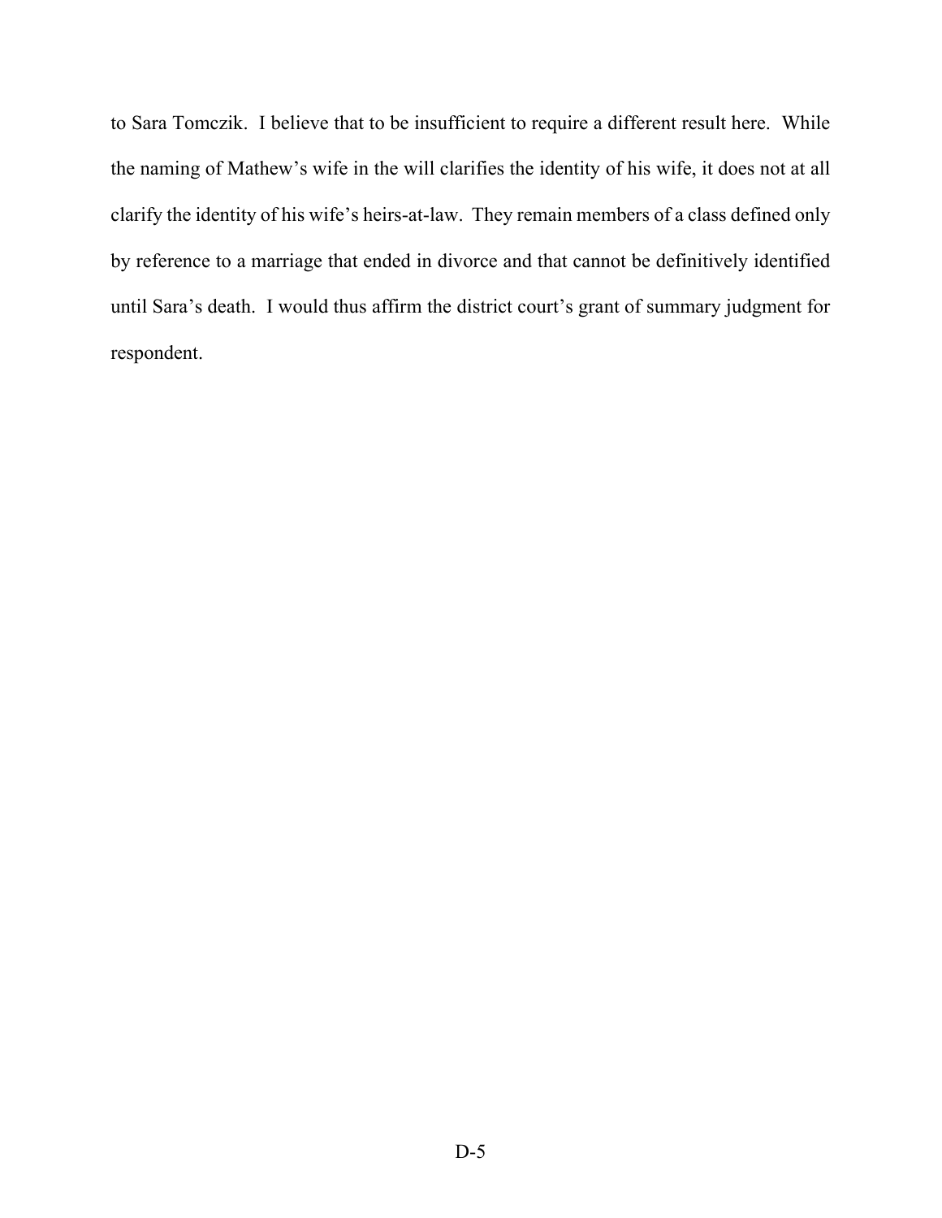to Sara Tomczik. I believe that to be insufficient to require a different result here. While the naming of Mathew's wife in the will clarifies the identity of his wife, it does not at all clarify the identity of his wife's heirs-at-law. They remain members of a class defined only by reference to a marriage that ended in divorce and that cannot be definitively identified until Sara's death. I would thus affirm the district court's grant of summary judgment for respondent.